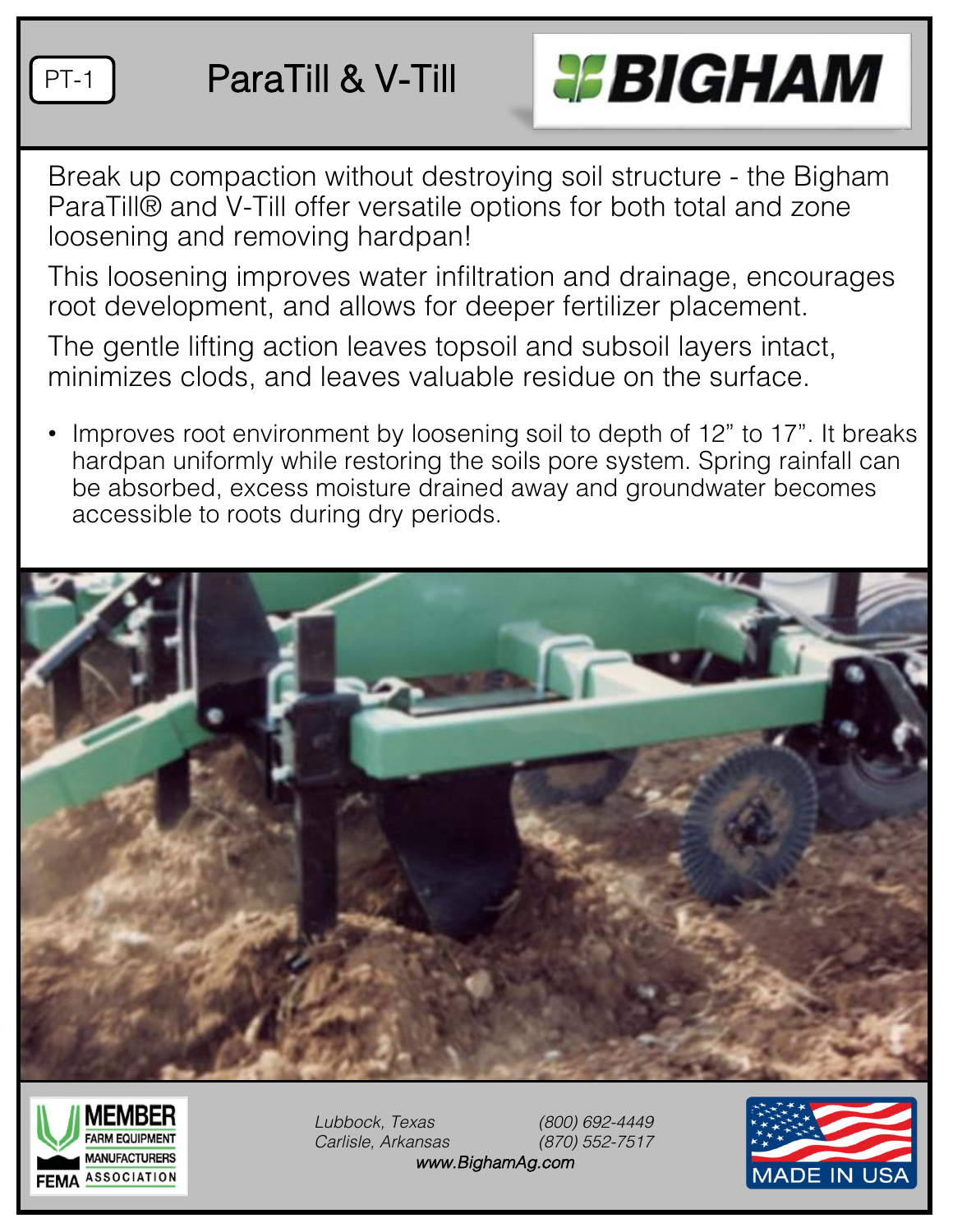PT-1

# ParaTill & V-Till

BIGHAM

Break up compaction without destroying soil structure - the Bigham ParaTill® and V-Till offer versatile options for both total and zone loosening and removing hardpan!

This loosening improves water infiltration and drainage, encourages root development, and allows for deeper fertilizer placement.

The gentle lifting action leaves topsoil and subsoil layers intact, minimizes clods, and leaves valuable residue on the surface.

- Improves root environment by loosening soil to depth of 12" to 17". It breaks hardpan uniformly while restoring the soils pore system. Spring rainfall can be absorbed, excess moisture drained away and groundwater becomes accessible to roots during dry periods.

MEMBER FARM EQUIPMENT MANUFACTURERS ASSOCIATION (FEMA)

*Lubbock, Texas* *(800) 692-4449*
*Carlisle, Arkansas* *(870) 552-7517*
*www.BighamAg.com*

MADE IN USA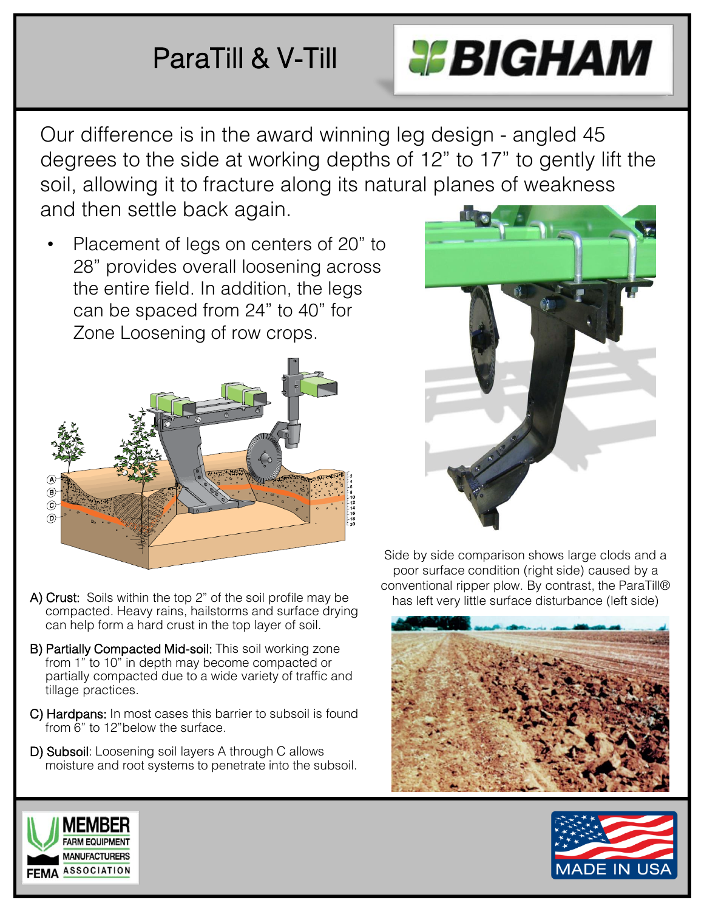# ParaTill & V-Till

BIGHAM

Our difference is in the award winning leg design - angled 45 degrees to the side at working depths of 12" to 17" to gently lift the soil, allowing it to fracture along its natural planes of weakness and then settle back again.

- Placement of legs on centers of 20" to 28" provides overall loosening across the entire field. In addition, the legs can be spaced from 24" to 40" for Zone Loosening of row crops.

A) Crust: Soils within the top 2" of the soil profile may be compacted. Heavy rains, hailstorms and surface drying can help form a hard crust in the top layer of soil.

B) Partially Compacted Mid-soil: This soil working zone from 1" to 10" in depth may become compacted or partially compacted due to a wide variety of traffic and tillage practices.

C) Hardpans: In most cases this barrier to subsoil is found from 6" to 12" below the surface.

D) Subsoil: Loosening soil layers A through C allows moisture and root systems to penetrate into the subsoil.

Side by side comparison shows large clods and a poor surface condition (right side) caused by a conventional ripper plow. By contrast, the ParaTill® has left very little surface disturbance (left side)

MEMBER FARM EQUIPMENT MANUFACTURERS ASSOCIATION FEMA

MADE IN USA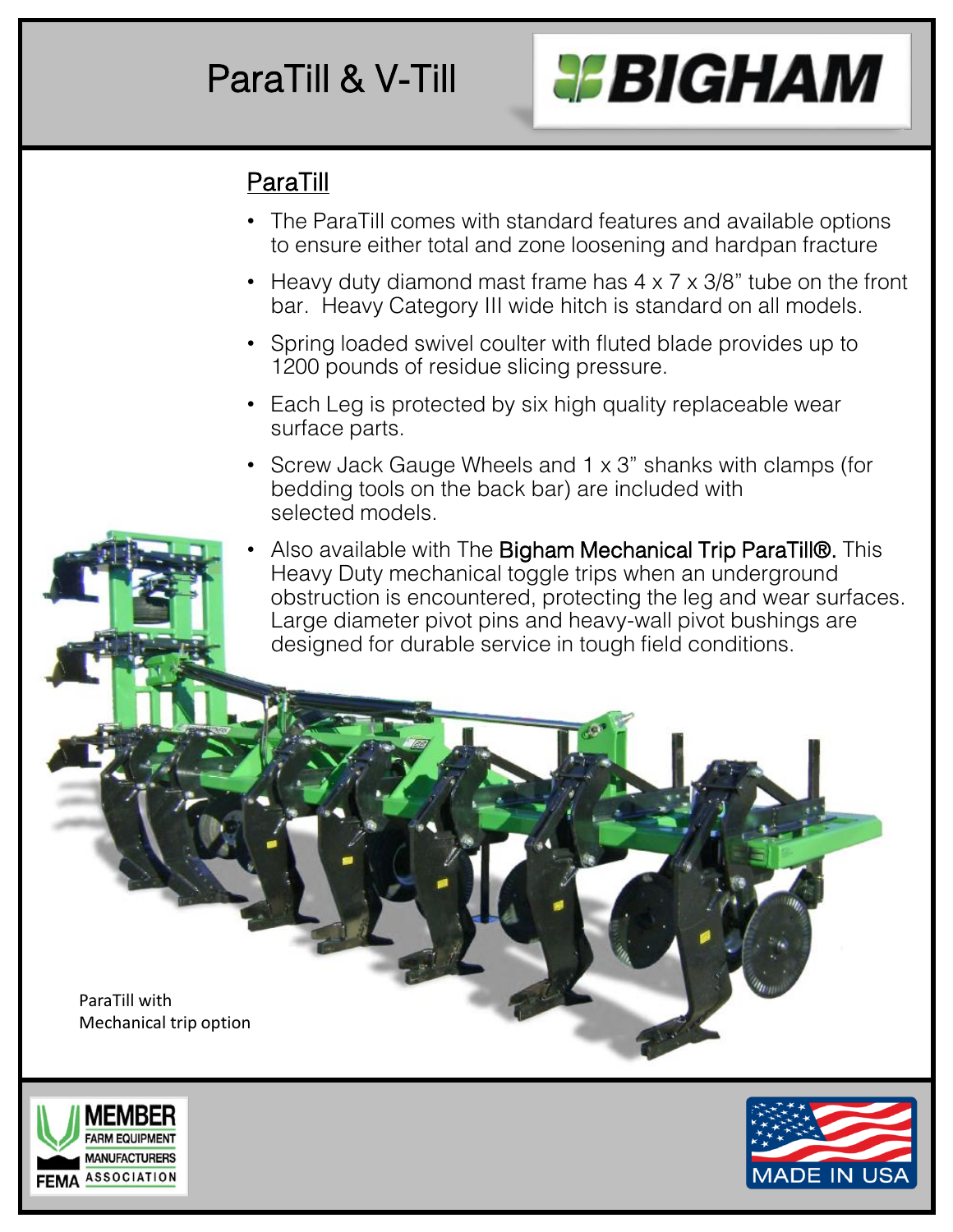# ParaTill & V-Till

BIGHAM

## ParaTill

- The ParaTill comes with standard features and available options to ensure either total and zone loosening and hardpan fracture
- Heavy duty diamond mast frame has 4 x 7 x 3/8" tube on the front bar. Heavy Category III wide hitch is standard on all models.
- Spring loaded swivel coulter with fluted blade provides up to 1200 pounds of residue slicing pressure.
- Each Leg is protected by six high quality replaceable wear surface parts.
- Screw Jack Gauge Wheels and 1 x 3" shanks with clamps (for bedding tools on the back bar) are included with selected models.
- Also available with The **Bigham Mechanical Trip ParaTill®.** This Heavy Duty mechanical toggle trips when an underground obstruction is encountered, protecting the leg and wear surfaces. Large diameter pivot pins and heavy-wall pivot bushings are designed for durable service in tough field conditions.

ParaTill with Mechanical trip option

MEMBER FARM EQUIPMENT MANUFACTURERS ASSOCIATION FEMA

MADE IN USA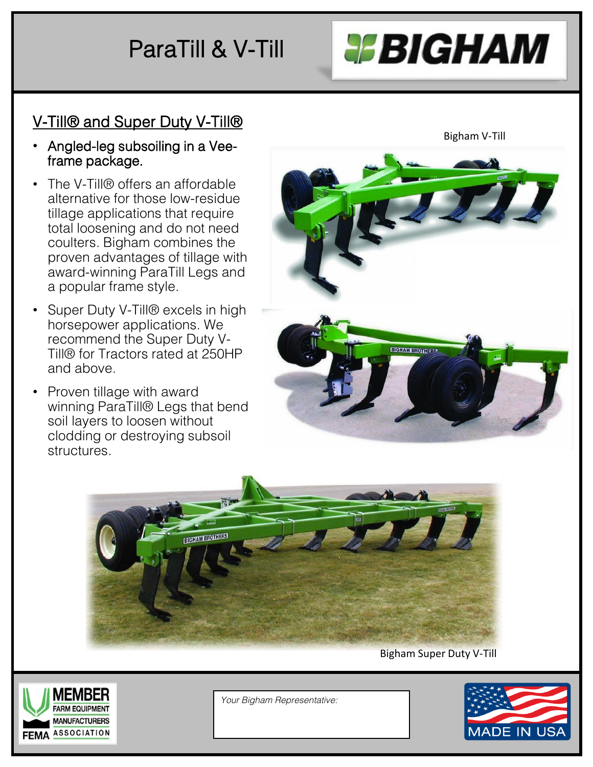# ParaTill & V-Till

## V-Till® and Super Duty V-Till®

- **Angled-leg subsoiling in a Vee-frame package.**
- The V-Till® offers an affordable alternative for those low-residue tillage applications that require total loosening and do not need coulters. Bigham combines the proven advantages of tillage with award-winning ParaTill Legs and a popular frame style.
- Super Duty V-Till® excels in high horsepower applications. We recommend the Super Duty V-Till® for Tractors rated at 250HP and above.
- Proven tillage with award winning ParaTill® Legs that bend soil layers to loosen without clodding or destroying subsoil structures.

Bigham V-Till

Bigham Super Duty V-Till

*Your Bigham Representative:*